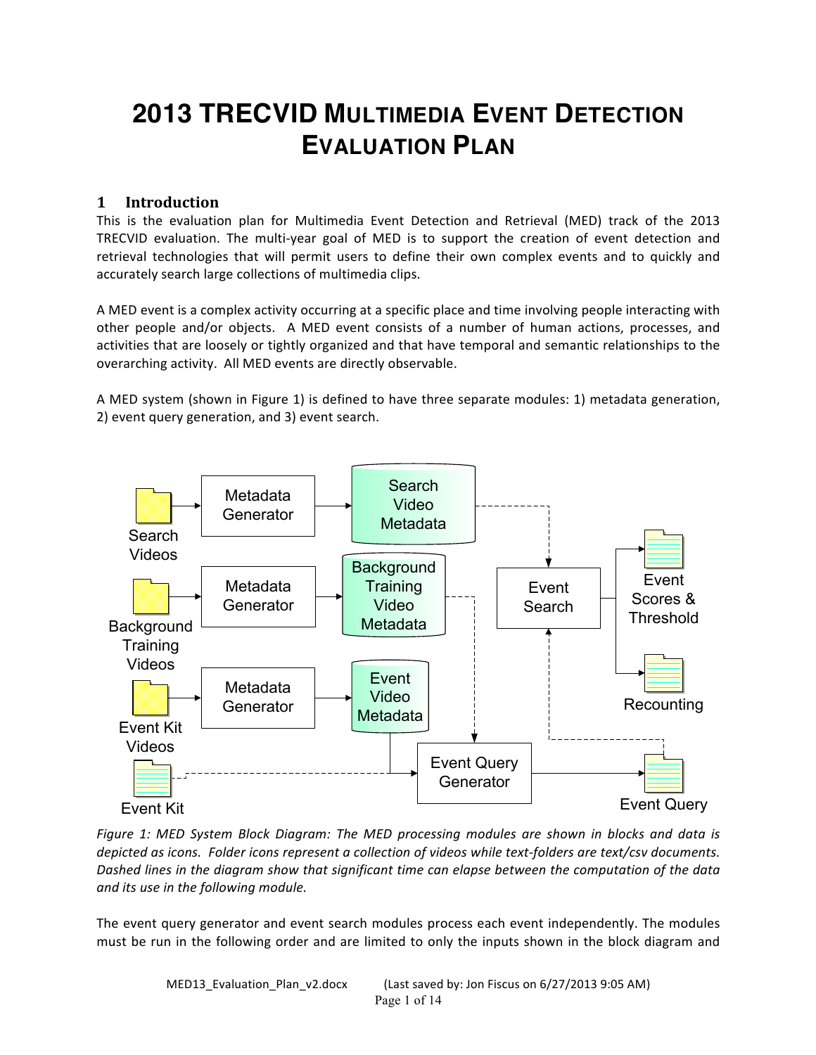# 2013 TRECVID MULTIMEDIA EVENT DETECTION EVALUATION PLAN

## 1 Introduction

This is the evaluation plan for Multimedia Event Detection and Retrieval (MED) track of the 2013 TRECVID evaluation. The multi-year goal of MED is to support the creation of event detection and retrieval technologies that will permit users to define their own complex events and to quickly and accurately search large collections of multimedia clips.

A MED event is a complex activity occurring at a specific place and time involving people interacting with other people and/or objects. A MED event consists of a number of human actions, processes, and activities that are loosely or tightly organized and that have temporal and semantic relationships to the overarching activity. All MED events are directly observable.

A MED system (shown in Figure 1) is defined to have three separate modules: 1) metadata generation, 2) event query generation, and 3) event search.

*Figure 1: MED System Block Diagram: The MED processing modules are shown in blocks and data is depicted as icons. Folder icons represent a collection of videos while text-folders are text/csv documents. Dashed lines in the diagram show that significant time can elapse between the computation of the data and its use in the following module.*

The event query generator and event search modules process each event independently. The modules must be run in the following order and are limited to only the inputs shown in the block diagram and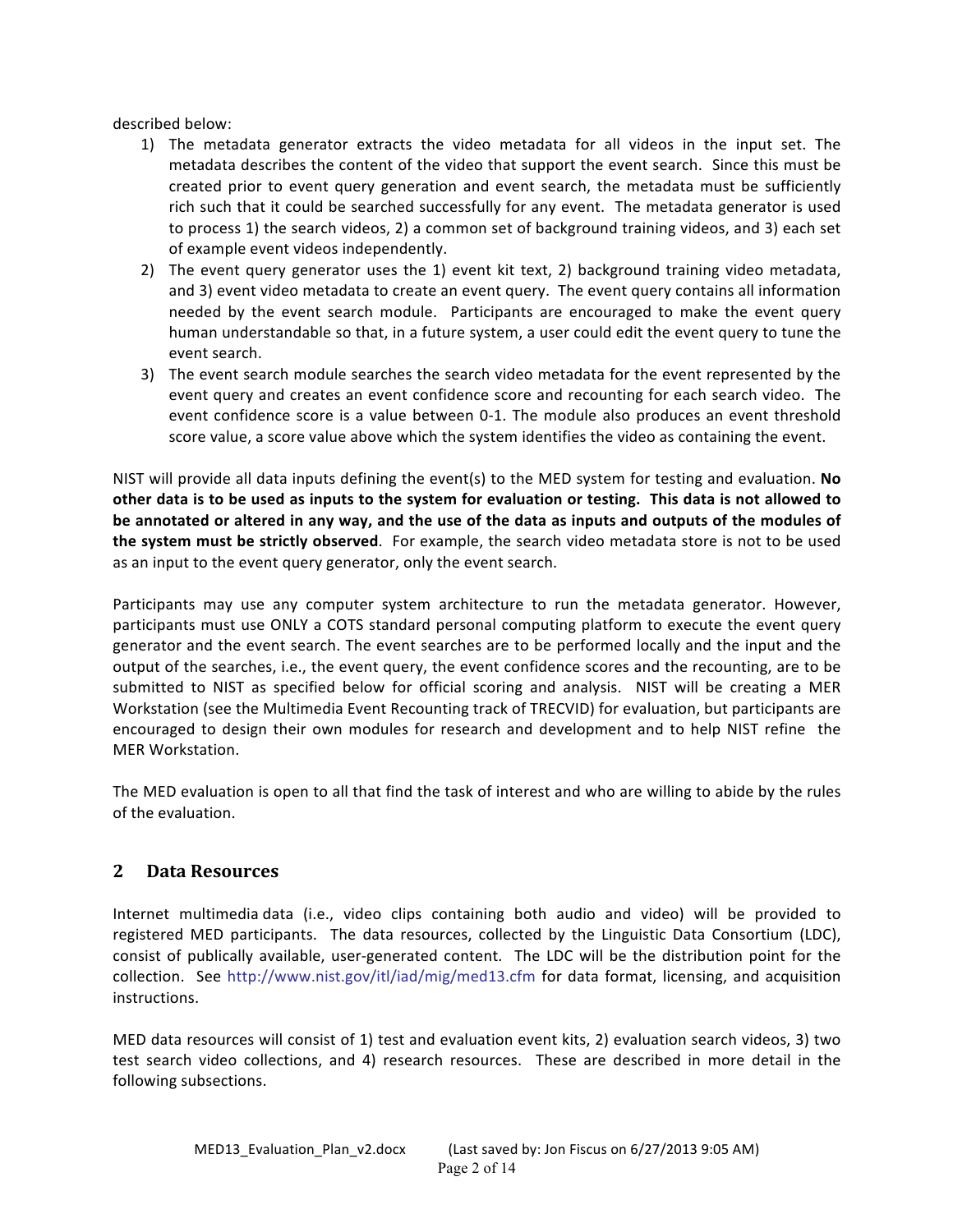described below:

1) The metadata generator extracts the video metadata for all videos in the input set. The metadata describes the content of the video that support the event search. Since this must be created prior to event query generation and event search, the metadata must be sufficiently rich such that it could be searched successfully for any event. The metadata generator is used to process 1) the search videos, 2) a common set of background training videos, and 3) each set of example event videos independently.
2) The event query generator uses the 1) event kit text, 2) background training video metadata, and 3) event video metadata to create an event query. The event query contains all information needed by the event search module. Participants are encouraged to make the event query human understandable so that, in a future system, a user could edit the event query to tune the event search.
3) The event search module searches the search video metadata for the event represented by the event query and creates an event confidence score and recounting for each search video. The event confidence score is a value between 0-1. The module also produces an event threshold score value, a score value above which the system identifies the video as containing the event.

NIST will provide all data inputs defining the event(s) to the MED system for testing and evaluation. **No other data is to be used as inputs to the system for evaluation or testing. This data is not allowed to be annotated or altered in any way, and the use of the data as inputs and outputs of the modules of the system must be strictly observed**. For example, the search video metadata store is not to be used as an input to the event query generator, only the event search.

Participants may use any computer system architecture to run the metadata generator. However, participants must use ONLY a COTS standard personal computing platform to execute the event query generator and the event search. The event searches are to be performed locally and the input and the output of the searches, i.e., the event query, the event confidence scores and the recounting, are to be submitted to NIST as specified below for official scoring and analysis. NIST will be creating a MER Workstation (see the Multimedia Event Recounting track of TRECVID) for evaluation, but participants are encouraged to design their own modules for research and development and to help NIST refine the MER Workstation.

The MED evaluation is open to all that find the task of interest and who are willing to abide by the rules of the evaluation.

## 2 Data Resources

Internet multimedia data (i.e., video clips containing both audio and video) will be provided to registered MED participants. The data resources, collected by the Linguistic Data Consortium (LDC), consist of publically available, user-generated content. The LDC will be the distribution point for the collection. See http://www.nist.gov/itl/iad/mig/med13.cfm for data format, licensing, and acquisition instructions.

MED data resources will consist of 1) test and evaluation event kits, 2) evaluation search videos, 3) two test search video collections, and 4) research resources. These are described in more detail in the following subsections.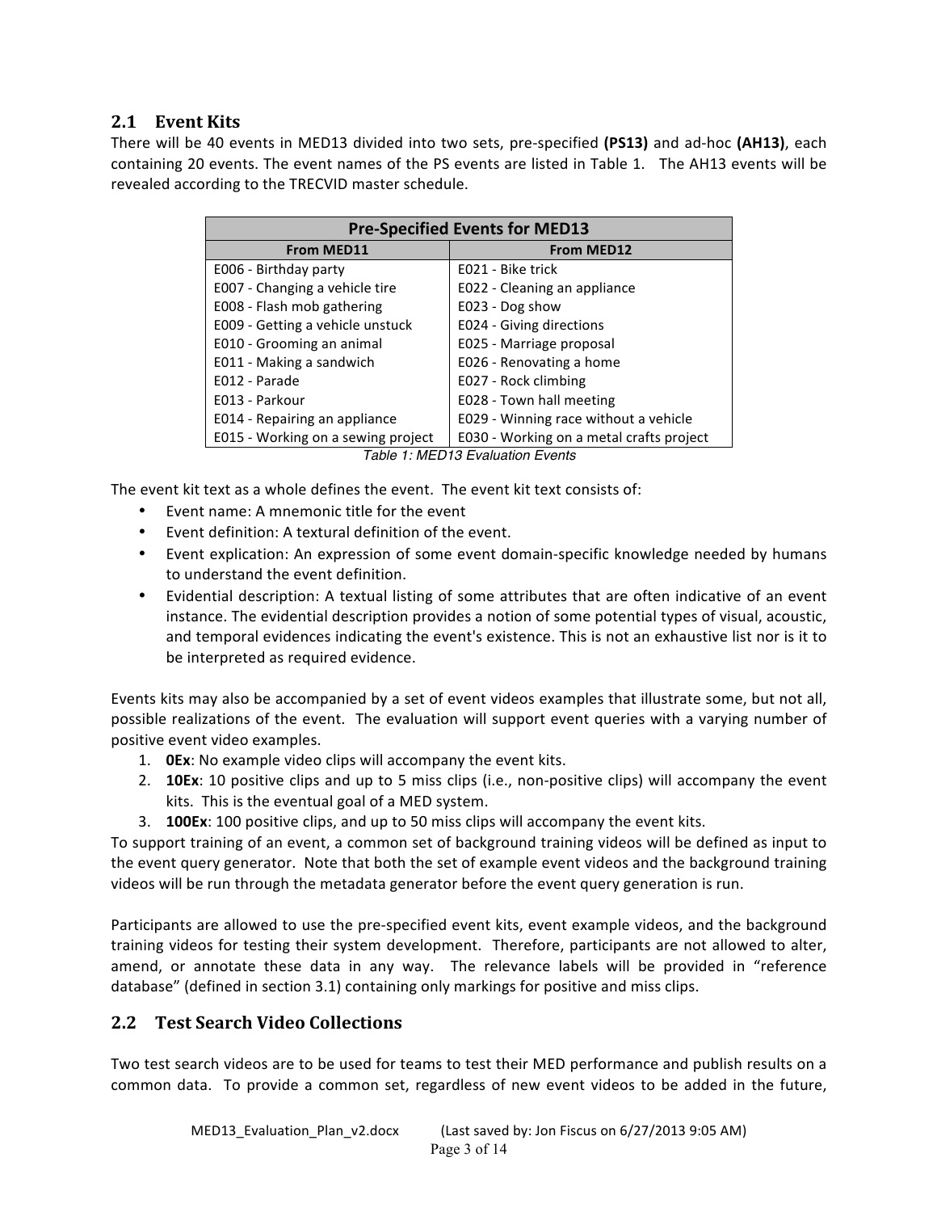## 2.1 Event Kits

There will be 40 events in MED13 divided into two sets, pre-specified **(PS13)** and ad-hoc **(AH13)**, each containing 20 events. The event names of the PS events are listed in Table 1. The AH13 events will be revealed according to the TRECVID master schedule.

| Pre-Specified Events for MED13 | |
|---|---|
| **From MED11** | **From MED12** |
| E006 - Birthday party | E021 - Bike trick |
| E007 - Changing a vehicle tire | E022 - Cleaning an appliance |
| E008 - Flash mob gathering | E023 - Dog show |
| E009 - Getting a vehicle unstuck | E024 - Giving directions |
| E010 - Grooming an animal | E025 - Marriage proposal |
| E011 - Making a sandwich | E026 - Renovating a home |
| E012 - Parade | E027 - Rock climbing |
| E013 - Parkour | E028 - Town hall meeting |
| E014 - Repairing an appliance | E029 - Winning race without a vehicle |
| E015 - Working on a sewing project | E030 - Working on a metal crafts project |

*Table 1: MED13 Evaluation Events*

The event kit text as a whole defines the event. The event kit text consists of:

- Event name: A mnemonic title for the event
- Event definition: A textural definition of the event.
- Event explication: An expression of some event domain-specific knowledge needed by humans to understand the event definition.
- Evidential description: A textual listing of some attributes that are often indicative of an event instance. The evidential description provides a notion of some potential types of visual, acoustic, and temporal evidences indicating the event's existence. This is not an exhaustive list nor is it to be interpreted as required evidence.

Events kits may also be accompanied by a set of event videos examples that illustrate some, but not all, possible realizations of the event. The evaluation will support event queries with a varying number of positive event video examples.

1. **0Ex**: No example video clips will accompany the event kits.
2. **10Ex**: 10 positive clips and up to 5 miss clips (i.e., non-positive clips) will accompany the event kits. This is the eventual goal of a MED system.
3. **100Ex**: 100 positive clips, and up to 50 miss clips will accompany the event kits.

To support training of an event, a common set of background training videos will be defined as input to the event query generator. Note that both the set of example event videos and the background training videos will be run through the metadata generator before the event query generation is run.

Participants are allowed to use the pre-specified event kits, event example videos, and the background training videos for testing their system development. Therefore, participants are not allowed to alter, amend, or annotate these data in any way. The relevance labels will be provided in "reference database" (defined in section 3.1) containing only markings for positive and miss clips.

## 2.2 Test Search Video Collections

Two test search videos are to be used for teams to test their MED performance and publish results on a common data. To provide a common set, regardless of new event videos to be added in the future,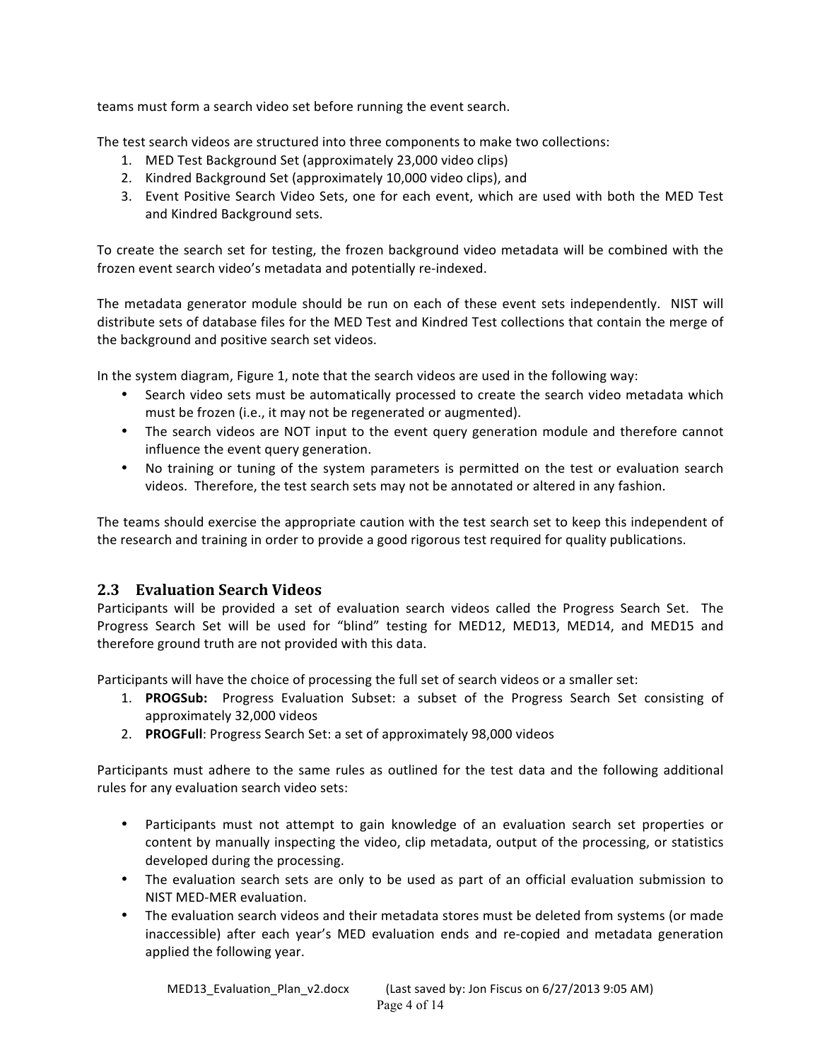teams must form a search video set before running the event search.

The test search videos are structured into three components to make two collections:

1. MED Test Background Set (approximately 23,000 video clips)
2. Kindred Background Set (approximately 10,000 video clips), and
3. Event Positive Search Video Sets, one for each event, which are used with both the MED Test and Kindred Background sets.

To create the search set for testing, the frozen background video metadata will be combined with the frozen event search video's metadata and potentially re-indexed.

The metadata generator module should be run on each of these event sets independently. NIST will distribute sets of database files for the MED Test and Kindred Test collections that contain the merge of the background and positive search set videos.

In the system diagram, Figure 1, note that the search videos are used in the following way:

- Search video sets must be automatically processed to create the search video metadata which must be frozen (i.e., it may not be regenerated or augmented).
- The search videos are NOT input to the event query generation module and therefore cannot influence the event query generation.
- No training or tuning of the system parameters is permitted on the test or evaluation search videos. Therefore, the test search sets may not be annotated or altered in any fashion.

The teams should exercise the appropriate caution with the test search set to keep this independent of the research and training in order to provide a good rigorous test required for quality publications.

## 2.3 Evaluation Search Videos

Participants will be provided a set of evaluation search videos called the Progress Search Set. The Progress Search Set will be used for "blind" testing for MED12, MED13, MED14, and MED15 and therefore ground truth are not provided with this data.

Participants will have the choice of processing the full set of search videos or a smaller set:

1. **PROGSub:** Progress Evaluation Subset: a subset of the Progress Search Set consisting of approximately 32,000 videos
2. **PROGFull**: Progress Search Set: a set of approximately 98,000 videos

Participants must adhere to the same rules as outlined for the test data and the following additional rules for any evaluation search video sets:

- Participants must not attempt to gain knowledge of an evaluation search set properties or content by manually inspecting the video, clip metadata, output of the processing, or statistics developed during the processing.
- The evaluation search sets are only to be used as part of an official evaluation submission to NIST MED-MER evaluation.
- The evaluation search videos and their metadata stores must be deleted from systems (or made inaccessible) after each year's MED evaluation ends and re-copied and metadata generation applied the following year.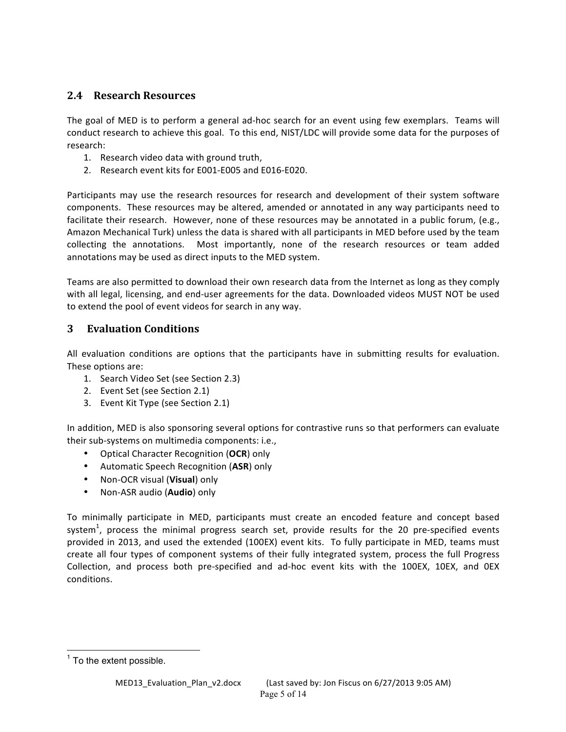## 2.4 Research Resources

The goal of MED is to perform a general ad-hoc search for an event using few exemplars. Teams will conduct research to achieve this goal. To this end, NIST/LDC will provide some data for the purposes of research:

1. Research video data with ground truth,
2. Research event kits for E001-E005 and E016-E020.

Participants may use the research resources for research and development of their system software components. These resources may be altered, amended or annotated in any way participants need to facilitate their research. However, none of these resources may be annotated in a public forum, (e.g., Amazon Mechanical Turk) unless the data is shared with all participants in MED before used by the team collecting the annotations. Most importantly, none of the research resources or team added annotations may be used as direct inputs to the MED system.

Teams are also permitted to download their own research data from the Internet as long as they comply with all legal, licensing, and end-user agreements for the data. Downloaded videos MUST NOT be used to extend the pool of event videos for search in any way.

# 3 Evaluation Conditions

All evaluation conditions are options that the participants have in submitting results for evaluation. These options are:

1. Search Video Set (see Section 2.3)
2. Event Set (see Section 2.1)
3. Event Kit Type (see Section 2.1)

In addition, MED is also sponsoring several options for contrastive runs so that performers can evaluate their sub-systems on multimedia components: i.e.,

- Optical Character Recognition (**OCR**) only
- Automatic Speech Recognition (**ASR**) only
- Non-OCR visual (**Visual**) only
- Non-ASR audio (**Audio**) only

To minimally participate in MED, participants must create an encoded feature and concept based system[1], process the minimal progress search set, provide results for the 20 pre-specified events provided in 2013, and used the extended (100EX) event kits. To fully participate in MED, teams must create all four types of component systems of their fully integrated system, process the full Progress Collection, and process both pre-specified and ad-hoc event kits with the 100EX, 10EX, and 0EX conditions.

[1] To the extent possible.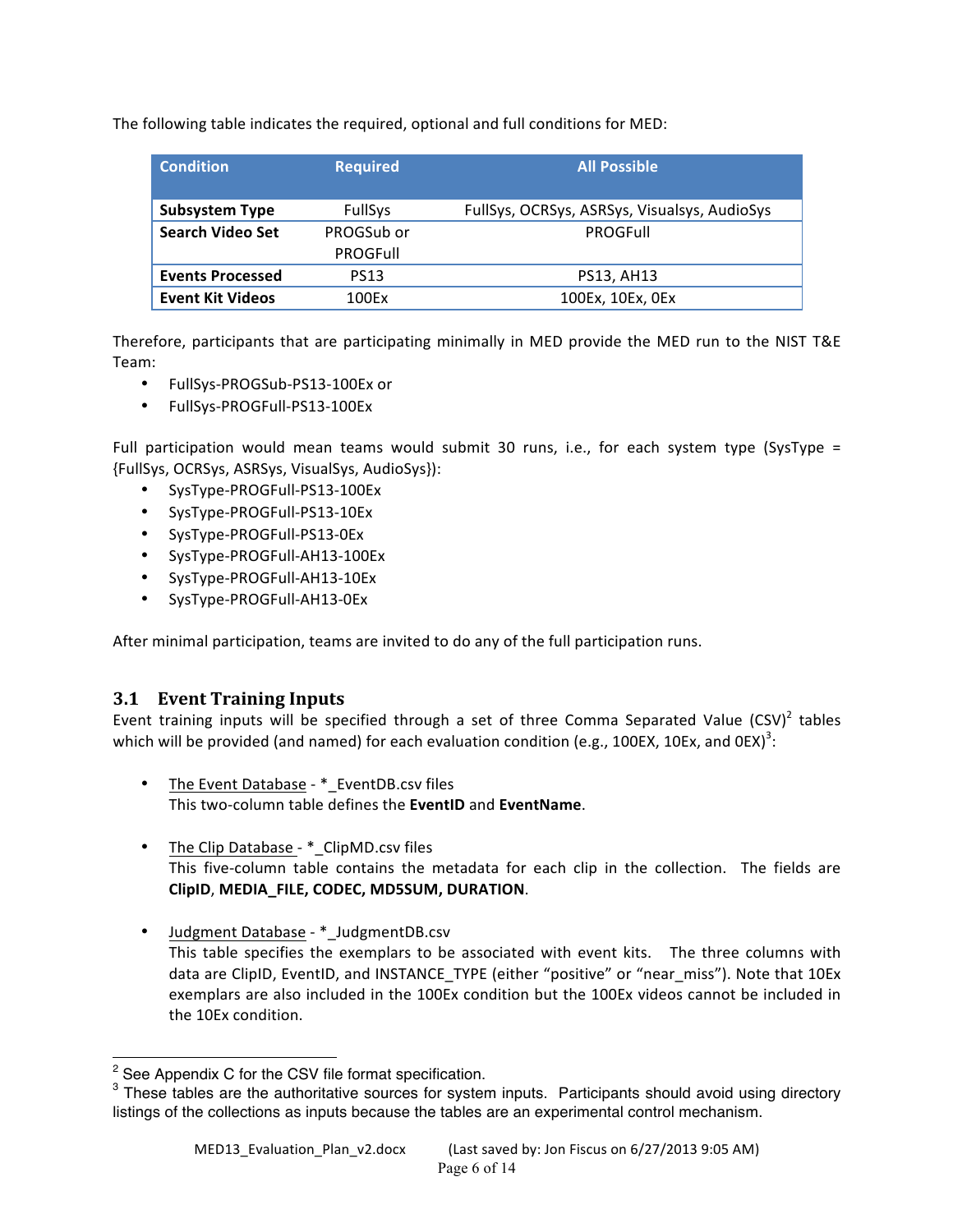The following table indicates the required, optional and full conditions for MED:

| Condition | Required | All Possible |
| --- | --- | --- |
| **Subsystem Type** | FullSys | FullSys, OCRSys, ASRSys, Visualsys, AudioSys |
| **Search Video Set** | PROGSub or PROGFull | PROGFull |
| **Events Processed** | PS13 | PS13, AH13 |
| **Event Kit Videos** | 100Ex | 100Ex, 10Ex, 0Ex |

Therefore, participants that are participating minimally in MED provide the MED run to the NIST T&E Team:

- FullSys-PROGSub-PS13-100Ex or
- FullSys-PROGFull-PS13-100Ex

Full participation would mean teams would submit 30 runs, i.e., for each system type (SysType = {FullSys, OCRSys, ASRSys, VisualSys, AudioSys}):

- SysType-PROGFull-PS13-100Ex
- SysType-PROGFull-PS13-10Ex
- SysType-PROGFull-PS13-0Ex
- SysType-PROGFull-AH13-100Ex
- SysType-PROGFull-AH13-10Ex
- SysType-PROGFull-AH13-0Ex

After minimal participation, teams are invited to do any of the full participation runs.

## 3.1 Event Training Inputs

Event training inputs will be specified through a set of three Comma Separated Value (CSV)[2] tables which will be provided (and named) for each evaluation condition (e.g., 100EX, 10Ex, and 0EX)[3]:

- The Event Database - *_EventDB.csv files
  This two-column table defines the **EventID** and **EventName**.

- The Clip Database - *_ClipMD.csv files
  This five-column table contains the metadata for each clip in the collection. The fields are **ClipID**, **MEDIA_FILE, CODEC, MD5SUM, DURATION**.

- Judgment Database - *_JudgmentDB.csv
  This table specifies the exemplars to be associated with event kits. The three columns with data are ClipID, EventID, and INSTANCE_TYPE (either "positive" or "near_miss"). Note that 10Ex exemplars are also included in the 100Ex condition but the 100Ex videos cannot be included in the 10Ex condition.

---

[2] See Appendix C for the CSV file format specification.

[3] These tables are the authoritative sources for system inputs. Participants should avoid using directory listings of the collections as inputs because the tables are an experimental control mechanism.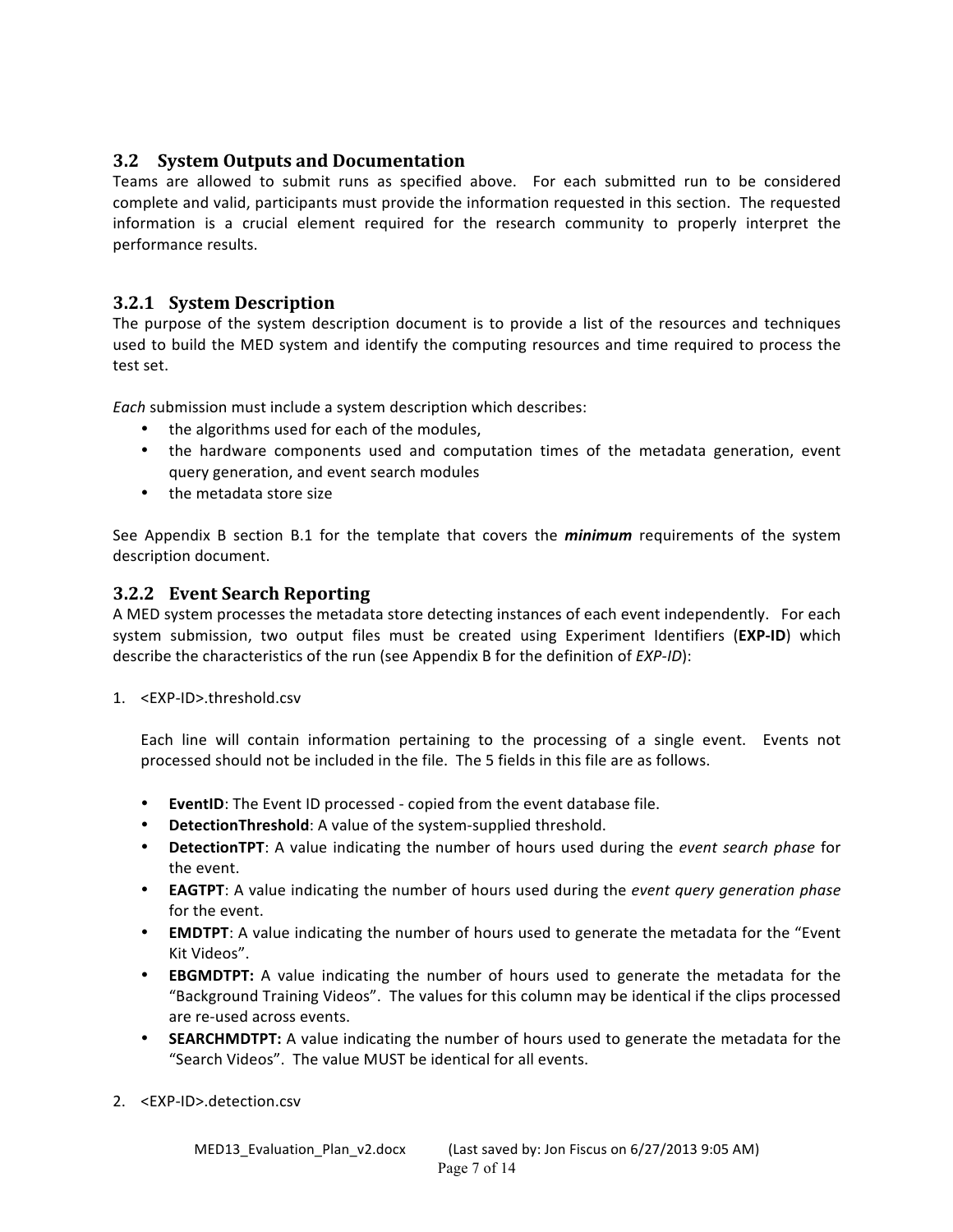### 3.2 System Outputs and Documentation

Teams are allowed to submit runs as specified above. For each submitted run to be considered complete and valid, participants must provide the information requested in this section. The requested information is a crucial element required for the research community to properly interpret the performance results.

### 3.2.1 System Description

The purpose of the system description document is to provide a list of the resources and techniques used to build the MED system and identify the computing resources and time required to process the test set.

*Each* submission must include a system description which describes:

- the algorithms used for each of the modules,
- the hardware components used and computation times of the metadata generation, event query generation, and event search modules
- the metadata store size

See Appendix B section B.1 for the template that covers the ***minimum*** requirements of the system description document.

### 3.2.2 Event Search Reporting

A MED system processes the metadata store detecting instances of each event independently. For each system submission, two output files must be created using Experiment Identifiers (**EXP-ID**) which describe the characteristics of the run (see Appendix B for the definition of *EXP-ID*):

1. <EXP-ID>.threshold.csv

   Each line will contain information pertaining to the processing of a single event. Events not processed should not be included in the file. The 5 fields in this file are as follows.

   - **EventID**: The Event ID processed - copied from the event database file.
   - **DetectionThreshold**: A value of the system-supplied threshold.
   - **DetectionTPT**: A value indicating the number of hours used during the *event search phase* for the event.
   - **EAGTPT**: A value indicating the number of hours used during the *event query generation phase* for the event.
   - **EMDTPT**: A value indicating the number of hours used to generate the metadata for the "Event Kit Videos".
   - **EBGMDTPT:** A value indicating the number of hours used to generate the metadata for the "Background Training Videos". The values for this column may be identical if the clips processed are re-used across events.
   - **SEARCHMDTPT:** A value indicating the number of hours used to generate the metadata for the "Search Videos". The value MUST be identical for all events.

2. <EXP-ID>.detection.csv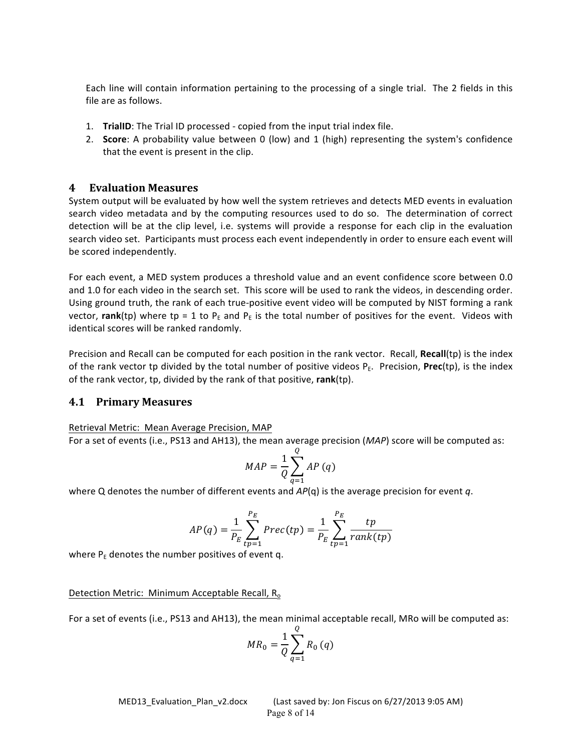Each line will contain information pertaining to the processing of a single trial. The 2 fields in this file are as follows.

1. **TrialID**: The Trial ID processed - copied from the input trial index file.
2. **Score**: A probability value between 0 (low) and 1 (high) representing the system's confidence that the event is present in the clip.

# 4 Evaluation Measures

System output will be evaluated by how well the system retrieves and detects MED events in evaluation search video metadata and by the computing resources used to do so. The determination of correct detection will be at the clip level, i.e. systems will provide a response for each clip in the evaluation search video set. Participants must process each event independently in order to ensure each event will be scored independently.

For each event, a MED system produces a threshold value and an event confidence score between 0.0 and 1.0 for each video in the search set. This score will be used to rank the videos, in descending order. Using ground truth, the rank of each true-positive event video will be computed by NIST forming a rank vector, **rank**(tp) where tp = 1 to $P_E$ and $P_E$ is the total number of positives for the event. Videos with identical scores will be ranked randomly.

Precision and Recall can be computed for each position in the rank vector. Recall, **Recall**(tp) is the index of the rank vector tp divided by the total number of positive videos $P_E$. Precision, **Prec**(tp), is the index of the rank vector, tp, divided by the rank of that positive, **rank**(tp).

## 4.1 Primary Measures

Retrieval Metric: Mean Average Precision, MAP

For a set of events (i.e., PS13 and AH13), the mean average precision (*MAP*) score will be computed as:

$$MAP = \frac{1}{Q}\sum_{q=1}^{Q} AP\,(q)$$

where Q denotes the number of different events and *AP*(q) is the average precision for event *q*.

$$AP(q) = \frac{1}{P_E}\sum_{tp=1}^{P_E} Prec(tp) = \frac{1}{P_E}\sum_{tp=1}^{P_E} \frac{tp}{rank(tp)}$$

where $P_E$ denotes the number positives of event q.

Detection Metric: Minimum Acceptable Recall, $R_o$

For a set of events (i.e., PS13 and AH13), the mean minimal acceptable recall, MRo will be computed as:

$$MR_0 = \frac{1}{Q}\sum_{q=1}^{Q} R_0\,(q)$$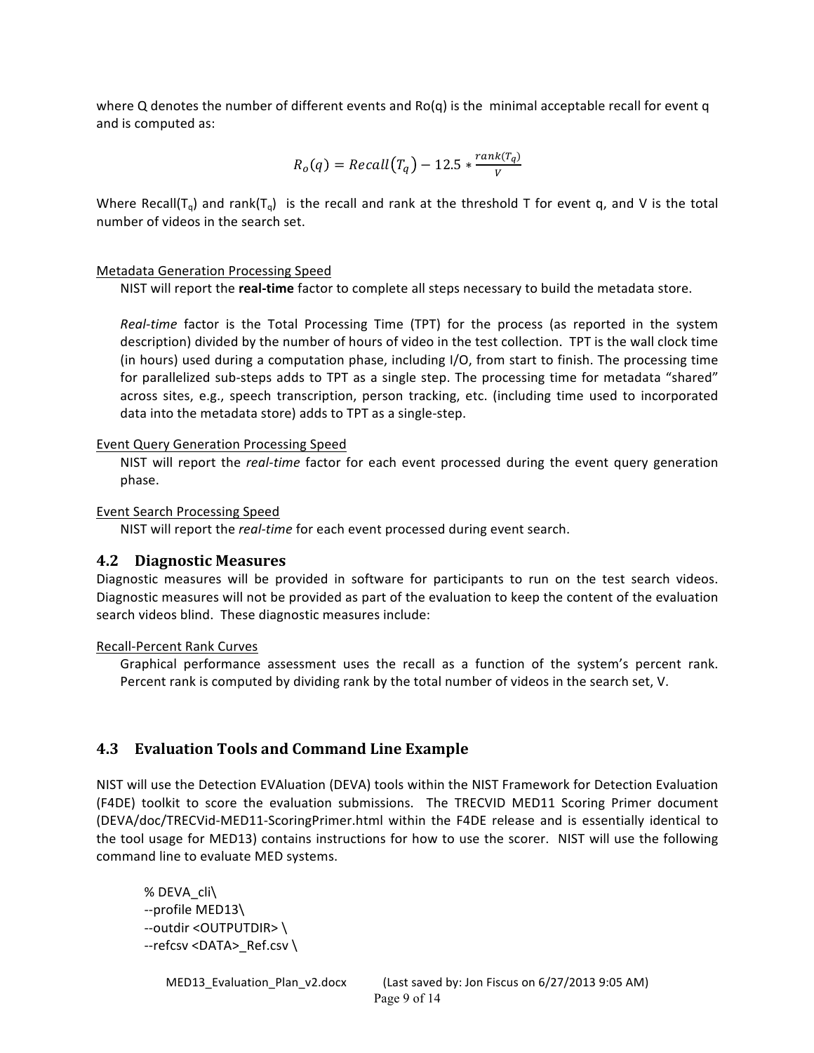where Q denotes the number of different events and Ro(q) is the minimal acceptable recall for event q and is computed as:

$$R_o(q) = Recall(T_q) - 12.5 * \frac{rank(T_q)}{V}$$

Where $Recall(T_q)$ and $rank(T_q)$ is the recall and rank at the threshold T for event q, and V is the total number of videos in the search set.

Metadata Generation Processing Speed

NIST will report the **real-time** factor to complete all steps necessary to build the metadata store.

*Real-time* factor is the Total Processing Time (TPT) for the process (as reported in the system description) divided by the number of hours of video in the test collection. TPT is the wall clock time (in hours) used during a computation phase, including I/O, from start to finish. The processing time for parallelized sub-steps adds to TPT as a single step. The processing time for metadata "shared" across sites, e.g., speech transcription, person tracking, etc. (including time used to incorporated data into the metadata store) adds to TPT as a single-step.

Event Query Generation Processing Speed

NIST will report the *real-time* factor for each event processed during the event query generation phase.

Event Search Processing Speed

NIST will report the *real-time* for each event processed during event search.

## 4.2 Diagnostic Measures

Diagnostic measures will be provided in software for participants to run on the test search videos. Diagnostic measures will not be provided as part of the evaluation to keep the content of the evaluation search videos blind. These diagnostic measures include:

Recall-Percent Rank Curves

Graphical performance assessment uses the recall as a function of the system's percent rank. Percent rank is computed by dividing rank by the total number of videos in the search set, V.

## 4.3 Evaluation Tools and Command Line Example

NIST will use the Detection EVAluation (DEVA) tools within the NIST Framework for Detection Evaluation (F4DE) toolkit to score the evaluation submissions. The TRECVID MED11 Scoring Primer document (DEVA/doc/TRECVid-MED11-ScoringPrimer.html within the F4DE release and is essentially identical to the tool usage for MED13) contains instructions for how to use the scorer. NIST will use the following command line to evaluate MED systems.

```
% DEVA_cli\
--profile MED13\
--outdir <OUTPUTDIR> \
--refcsv <DATA>_Ref.csv \
```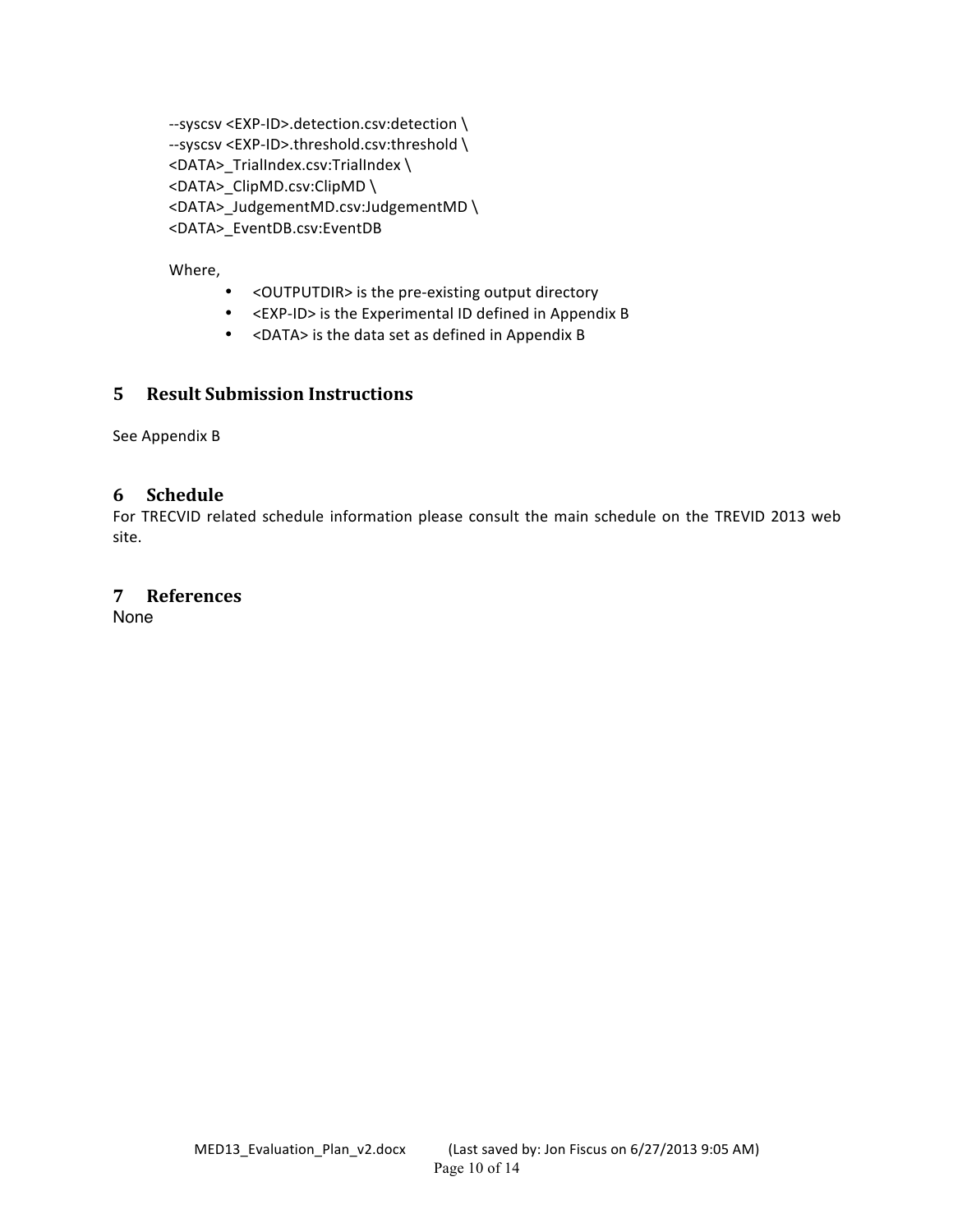```
--syscsv <EXP-ID>.detection.csv:detection \
--syscsv <EXP-ID>.threshold.csv:threshold \
<DATA>_TrialIndex.csv:TrialIndex \
<DATA>_ClipMD.csv:ClipMD \
<DATA>_JudgementMD.csv:JudgementMD \
<DATA>_EventDB.csv:EventDB
```

Where,

- <OUTPUTDIR> is the pre-existing output directory
- <EXP-ID> is the Experimental ID defined in Appendix B
- <DATA> is the data set as defined in Appendix B

# 5 Result Submission Instructions

See Appendix B

# 6 Schedule

For TRECVID related schedule information please consult the main schedule on the TREVID 2013 web site.

# 7 References

None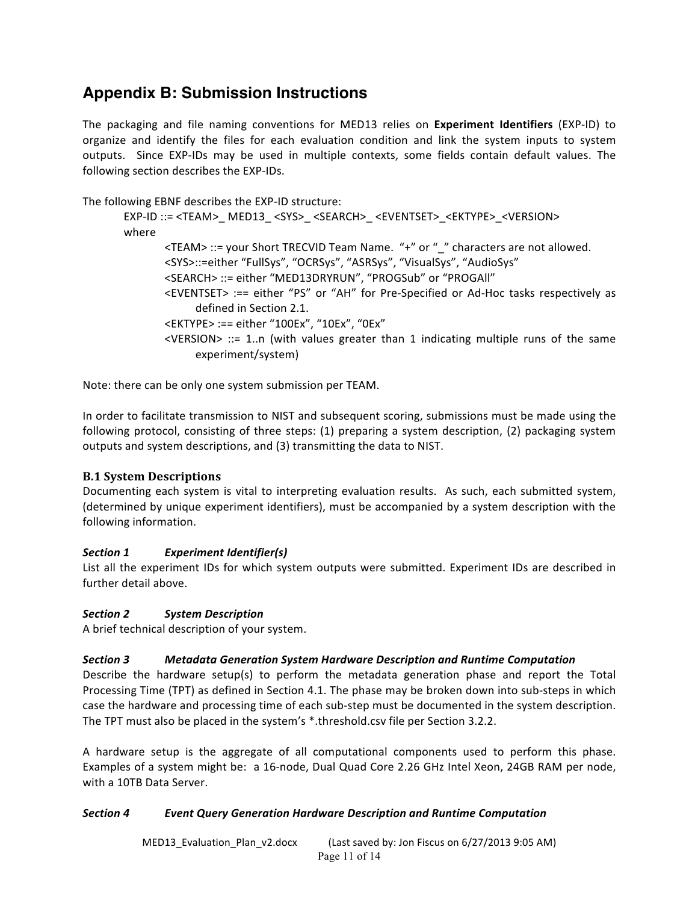## Appendix B: Submission Instructions

The packaging and file naming conventions for MED13 relies on **Experiment Identifiers** (EXP-ID) to organize and identify the files for each evaluation condition and link the system inputs to system outputs. Since EXP-IDs may be used in multiple contexts, some fields contain default values. The following section describes the EXP-IDs.

The following EBNF describes the EXP-ID structure:

> EXP-ID ::= <TEAM>_ MED13_ <SYS>_ <SEARCH>_ <EVENTSET>_<EKTYPE>_<VERSION>
>
> where
>
> <TEAM> ::= your Short TRECVID Team Name. "+" or "_" characters are not allowed.
>
> <SYS>::=either "FullSys", "OCRSys", "ASRSys", "VisualSys", "AudioSys"
>
> <SEARCH> ::= either "MED13DRYRUN", "PROGSub" or "PROGAll"
>
> <EVENTSET> :== either "PS" or "AH" for Pre-Specified or Ad-Hoc tasks respectively as defined in Section 2.1.
>
> <EKTYPE> :== either "100Ex", "10Ex", "0Ex"
>
> <VERSION> ::= 1..n (with values greater than 1 indicating multiple runs of the same experiment/system)

Note: there can be only one system submission per TEAM.

In order to facilitate transmission to NIST and subsequent scoring, submissions must be made using the following protocol, consisting of three steps: (1) preparing a system description, (2) packaging system outputs and system descriptions, and (3) transmitting the data to NIST.

### B.1 System Descriptions

Documenting each system is vital to interpreting evaluation results. As such, each submitted system, (determined by unique experiment identifiers), must be accompanied by a system description with the following information.

***Section 1 Experiment Identifier(s)***

List all the experiment IDs for which system outputs were submitted. Experiment IDs are described in further detail above.

***Section 2 System Description***

A brief technical description of your system.

***Section 3 Metadata Generation System Hardware Description and Runtime Computation***

Describe the hardware setup(s) to perform the metadata generation phase and report the Total Processing Time (TPT) as defined in Section 4.1. The phase may be broken down into sub-steps in which case the hardware and processing time of each sub-step must be documented in the system description. The TPT must also be placed in the system's *.threshold.csv file per Section 3.2.2.

A hardware setup is the aggregate of all computational components used to perform this phase. Examples of a system might be: a 16-node, Dual Quad Core 2.26 GHz Intel Xeon, 24GB RAM per node, with a 10TB Data Server.

***Section 4 Event Query Generation Hardware Description and Runtime Computation***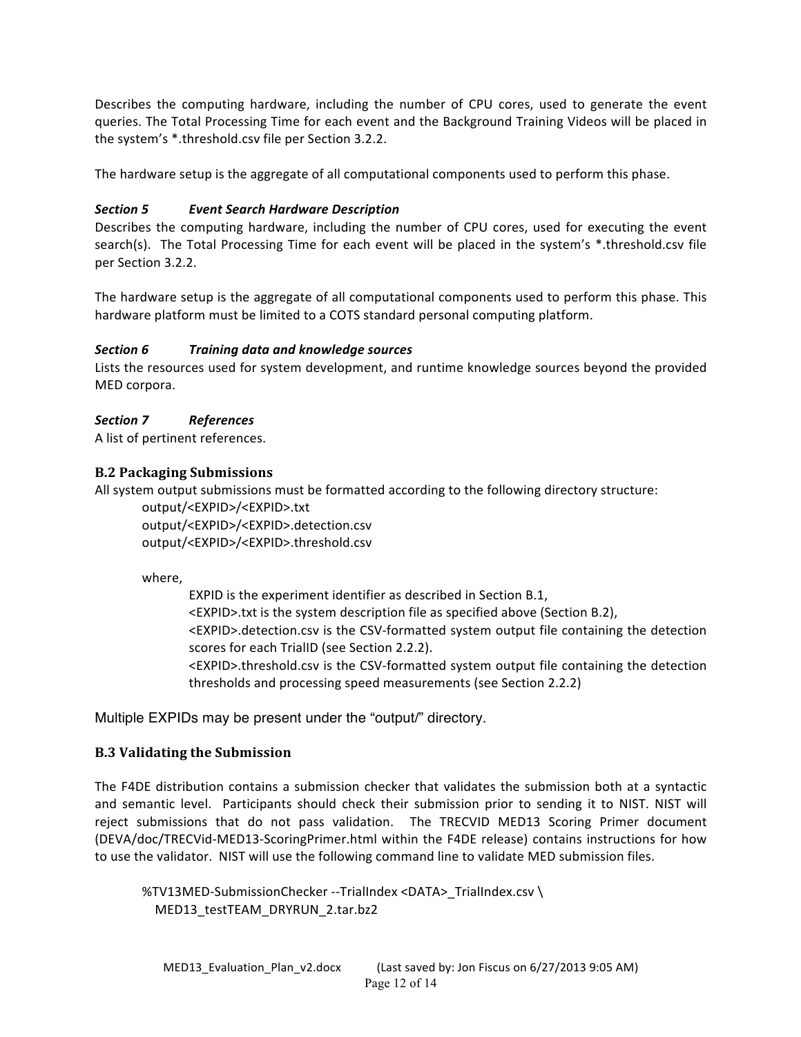Describes the computing hardware, including the number of CPU cores, used to generate the event queries. The Total Processing Time for each event and the Background Training Videos will be placed in the system's *.threshold.csv file per Section 3.2.2.

The hardware setup is the aggregate of all computational components used to perform this phase.

***Section 5 Event Search Hardware Description***

Describes the computing hardware, including the number of CPU cores, used for executing the event search(s). The Total Processing Time for each event will be placed in the system's *.threshold.csv file per Section 3.2.2.

The hardware setup is the aggregate of all computational components used to perform this phase. This hardware platform must be limited to a COTS standard personal computing platform.

***Section 6 Training data and knowledge sources***

Lists the resources used for system development, and runtime knowledge sources beyond the provided MED corpora.

***Section 7 References***

A list of pertinent references.

### B.2 Packaging Submissions

All system output submissions must be formatted according to the following directory structure:

```
output/<EXPID>/<EXPID>.txt
output/<EXPID>/<EXPID>.detection.csv
output/<EXPID>/<EXPID>.threshold.csv
```

where,

EXPID is the experiment identifier as described in Section B.1,

<EXPID>.txt is the system description file as specified above (Section B.2),

<EXPID>.detection.csv is the CSV-formatted system output file containing the detection scores for each TrialID (see Section 2.2.2).

<EXPID>.threshold.csv is the CSV-formatted system output file containing the detection thresholds and processing speed measurements (see Section 2.2.2)

Multiple EXPIDs may be present under the "output/" directory.

### B.3 Validating the Submission

The F4DE distribution contains a submission checker that validates the submission both at a syntactic and semantic level. Participants should check their submission prior to sending it to NIST. NIST will reject submissions that do not pass validation. The TRECVID MED13 Scoring Primer document (DEVA/doc/TRECVid-MED13-ScoringPrimer.html within the F4DE release) contains instructions for how to use the validator. NIST will use the following command line to validate MED submission files.

```
%TV13MED-SubmissionChecker --TrialIndex <DATA>_TrialIndex.csv \
  MED13_testTEAM_DRYRUN_2.tar.bz2
```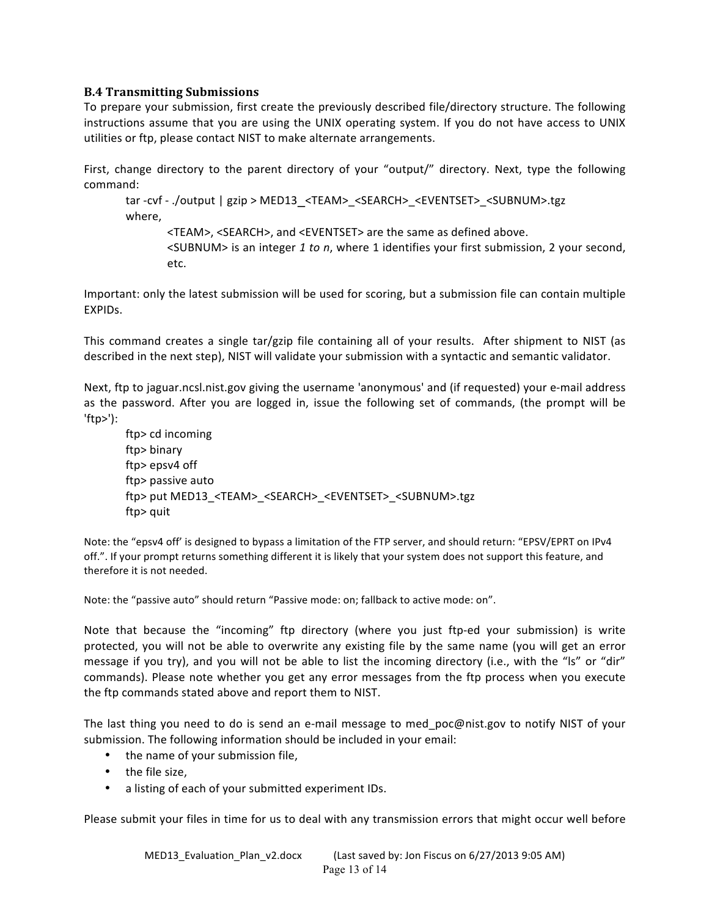### B.4 Transmitting Submissions

To prepare your submission, first create the previously described file/directory structure. The following instructions assume that you are using the UNIX operating system. If you do not have access to UNIX utilities or ftp, please contact NIST to make alternate arrangements.

First, change directory to the parent directory of your "output/" directory. Next, type the following command:

```
tar -cvf - ./output | gzip > MED13_<TEAM>_<SEARCH>_<EVENTSET>_<SUBNUM>.tgz
```

where,

<TEAM>, <SEARCH>, and <EVENTSET> are the same as defined above.
<SUBNUM> is an integer *1 to n*, where 1 identifies your first submission, 2 your second, etc.

Important: only the latest submission will be used for scoring, but a submission file can contain multiple EXPIDs.

This command creates a single tar/gzip file containing all of your results. After shipment to NIST (as described in the next step), NIST will validate your submission with a syntactic and semantic validator.

Next, ftp to jaguar.ncsl.nist.gov giving the username 'anonymous' and (if requested) your e-mail address as the password. After you are logged in, issue the following set of commands, (the prompt will be 'ftp>'):

```
ftp> cd incoming
ftp> binary
ftp> epsv4 off
ftp> passive auto
ftp> put MED13_<TEAM>_<SEARCH>_<EVENTSET>_<SUBNUM>.tgz
ftp> quit
```

Note: the "epsv4 off' is designed to bypass a limitation of the FTP server, and should return: "EPSV/EPRT on IPv4 off.". If your prompt returns something different it is likely that your system does not support this feature, and therefore it is not needed.

Note: the "passive auto" should return "Passive mode: on; fallback to active mode: on".

Note that because the "incoming" ftp directory (where you just ftp-ed your submission) is write protected, you will not be able to overwrite any existing file by the same name (you will get an error message if you try), and you will not be able to list the incoming directory (i.e., with the "ls" or "dir" commands). Please note whether you get any error messages from the ftp process when you execute the ftp commands stated above and report them to NIST.

The last thing you need to do is send an e-mail message to med_poc@nist.gov to notify NIST of your submission. The following information should be included in your email:

- the name of your submission file,
- the file size,
- a listing of each of your submitted experiment IDs.

Please submit your files in time for us to deal with any transmission errors that might occur well before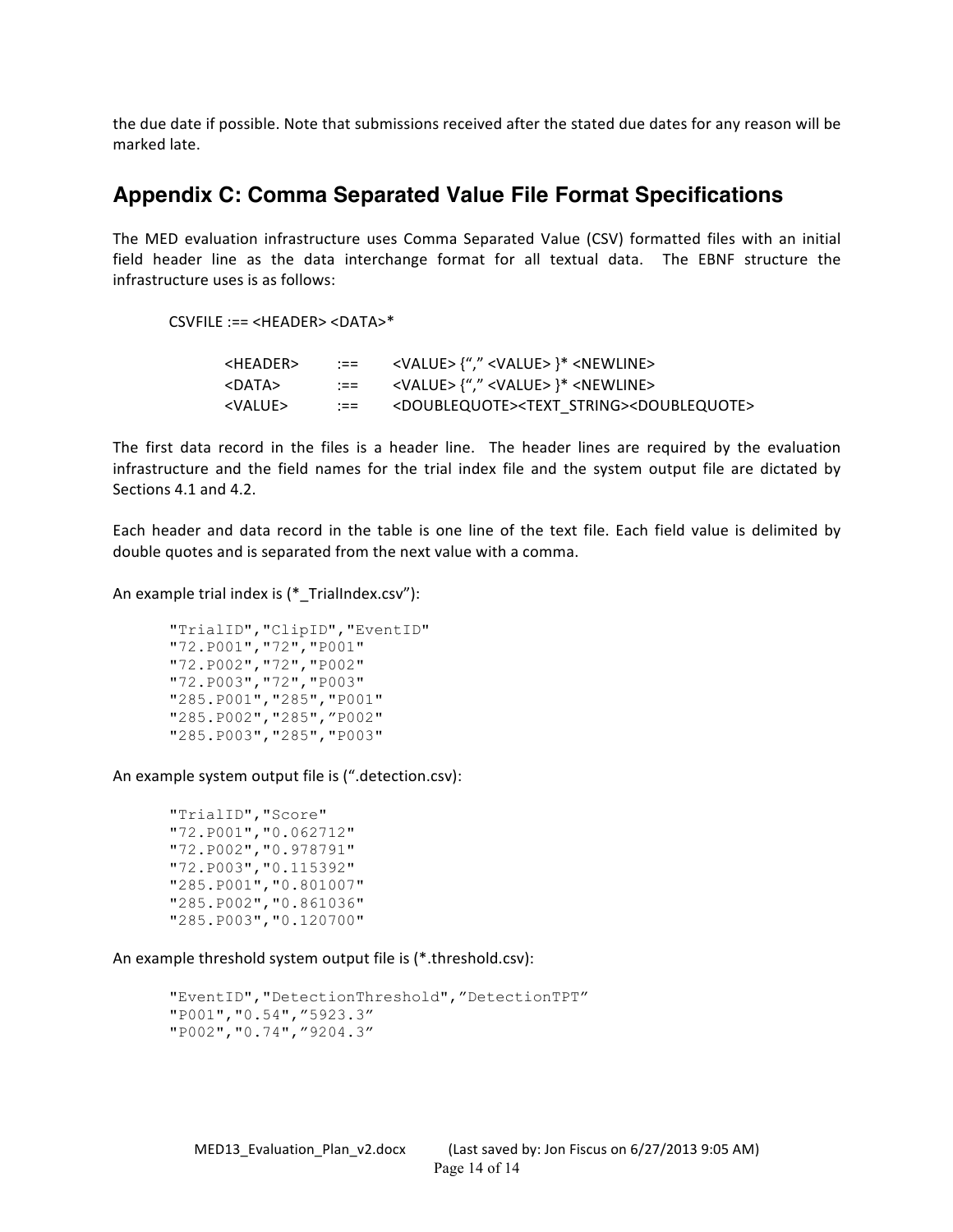the due date if possible. Note that submissions received after the stated due dates for any reason will be marked late.

## Appendix C: Comma Separated Value File Format Specifications

The MED evaluation infrastructure uses Comma Separated Value (CSV) formatted files with an initial field header line as the data interchange format for all textual data. The EBNF structure the infrastructure uses is as follows:

```
CSVFILE :== <HEADER> <DATA>*

    <HEADER>    :==    <VALUE> {“,” <VALUE> }* <NEWLINE>
    <DATA>      :==    <VALUE> {“,” <VALUE> }* <NEWLINE>
    <VALUE>     :==    <DOUBLEQUOTE><TEXT_STRING><DOUBLEQUOTE>
```

The first data record in the files is a header line. The header lines are required by the evaluation infrastructure and the field names for the trial index file and the system output file are dictated by Sections 4.1 and 4.2.

Each header and data record in the table is one line of the text file. Each field value is delimited by double quotes and is separated from the next value with a comma.

An example trial index is (*_TrialIndex.csv”):

```
"TrialID","ClipID","EventID"
"72.P001","72","P001"
"72.P002","72","P002"
"72.P003","72","P003"
"285.P001","285","P001"
"285.P002","285",”P002"
"285.P003","285","P003"
```

An example system output file is (“.detection.csv):

```
"TrialID","Score"
"72.P001","0.062712"
"72.P002","0.978791"
"72.P003","0.115392"
"285.P001","0.801007"
"285.P002","0.861036"
"285.P003","0.120700"
```

An example threshold system output file is (*.threshold.csv):

```
"EventID","DetectionThreshold",”DetectionTPT”
"P001","0.54",”5923.3”
"P002","0.74",”9204.3”
```